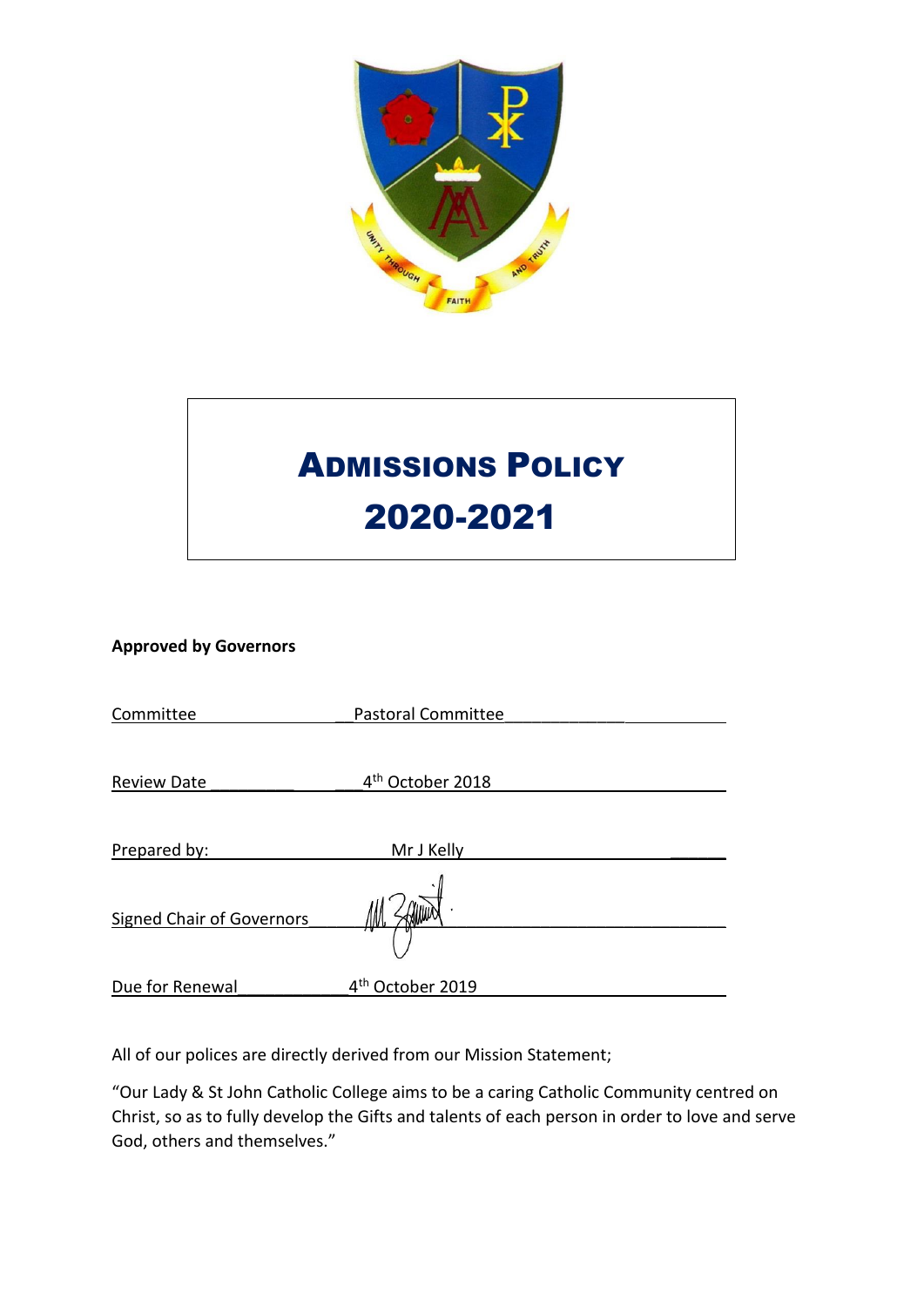# Admissions Policy

# 2020-2021

**Approved by Governors**

Committee: Pastoral Committee

Review Date: 4th October 2018

Prepared by: Mr J Kelly

Signed Chair of Governors:

Due for Renewal: 4th October 2019

All of our polices are directly derived from our Mission Statement;

"Our Lady & St John Catholic College aims to be a caring Catholic Community centred on Christ, so as to fully develop the Gifts and talents of each person in order to love and serve God, others and themselves."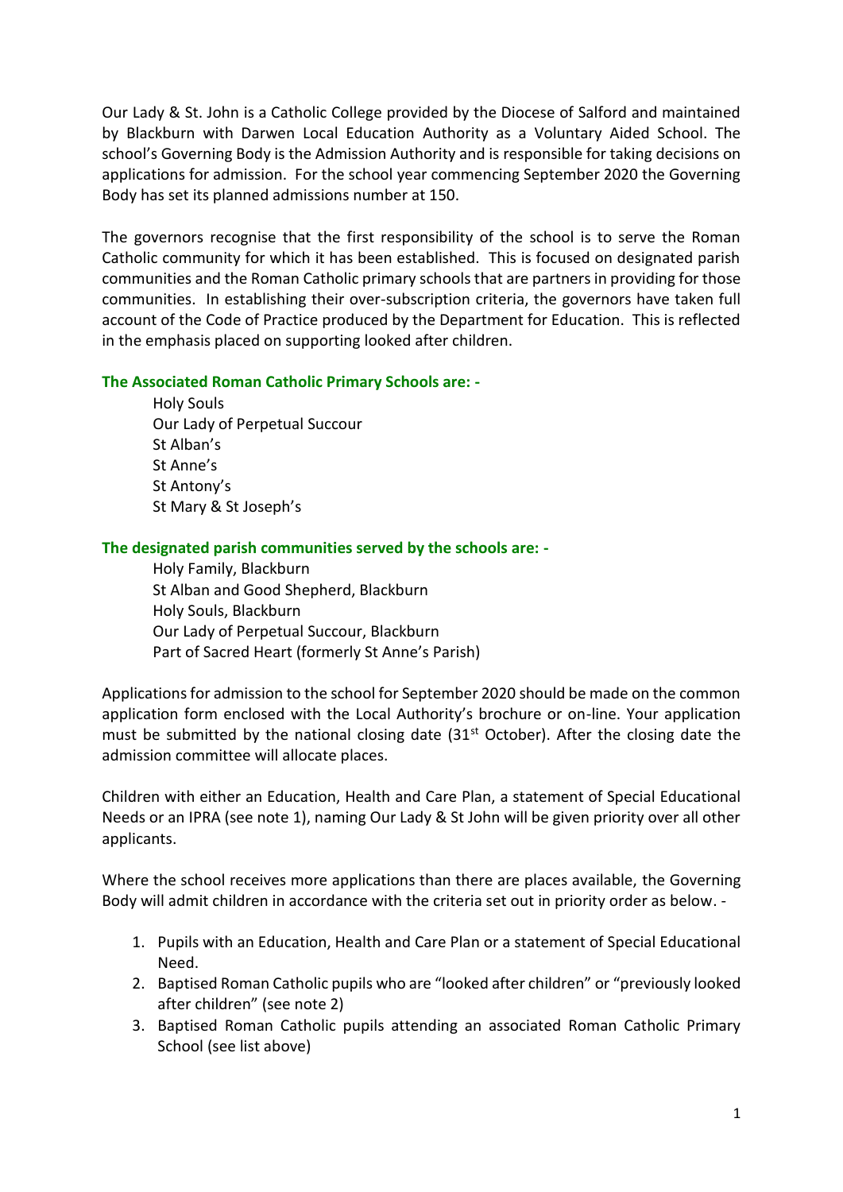Our Lady & St. John is a Catholic College provided by the Diocese of Salford and maintained by Blackburn with Darwen Local Education Authority as a Voluntary Aided School. The school's Governing Body is the Admission Authority and is responsible for taking decisions on applications for admission. For the school year commencing September 2020 the Governing Body has set its planned admissions number at 150.

The governors recognise that the first responsibility of the school is to serve the Roman Catholic community for which it has been established. This is focused on designated parish communities and the Roman Catholic primary schools that are partners in providing for those communities. In establishing their over-subscription criteria, the governors have taken full account of the Code of Practice produced by the Department for Education. This is reflected in the emphasis placed on supporting looked after children.

**The Associated Roman Catholic Primary Schools are: -**

Holy Souls
Our Lady of Perpetual Succour
St Alban's
St Anne's
St Antony's
St Mary & St Joseph's

**The designated parish communities served by the schools are: -**

Holy Family, Blackburn
St Alban and Good Shepherd, Blackburn
Holy Souls, Blackburn
Our Lady of Perpetual Succour, Blackburn
Part of Sacred Heart (formerly St Anne's Parish)

Applications for admission to the school for September 2020 should be made on the common application form enclosed with the Local Authority's brochure or on-line. Your application must be submitted by the national closing date (31st October). After the closing date the admission committee will allocate places.

Children with either an Education, Health and Care Plan, a statement of Special Educational Needs or an IPRA (see note 1), naming Our Lady & St John will be given priority over all other applicants.

Where the school receives more applications than there are places available, the Governing Body will admit children in accordance with the criteria set out in priority order as below. -

1. Pupils with an Education, Health and Care Plan or a statement of Special Educational Need.
2. Baptised Roman Catholic pupils who are "looked after children" or "previously looked after children" (see note 2)
3. Baptised Roman Catholic pupils attending an associated Roman Catholic Primary School (see list above)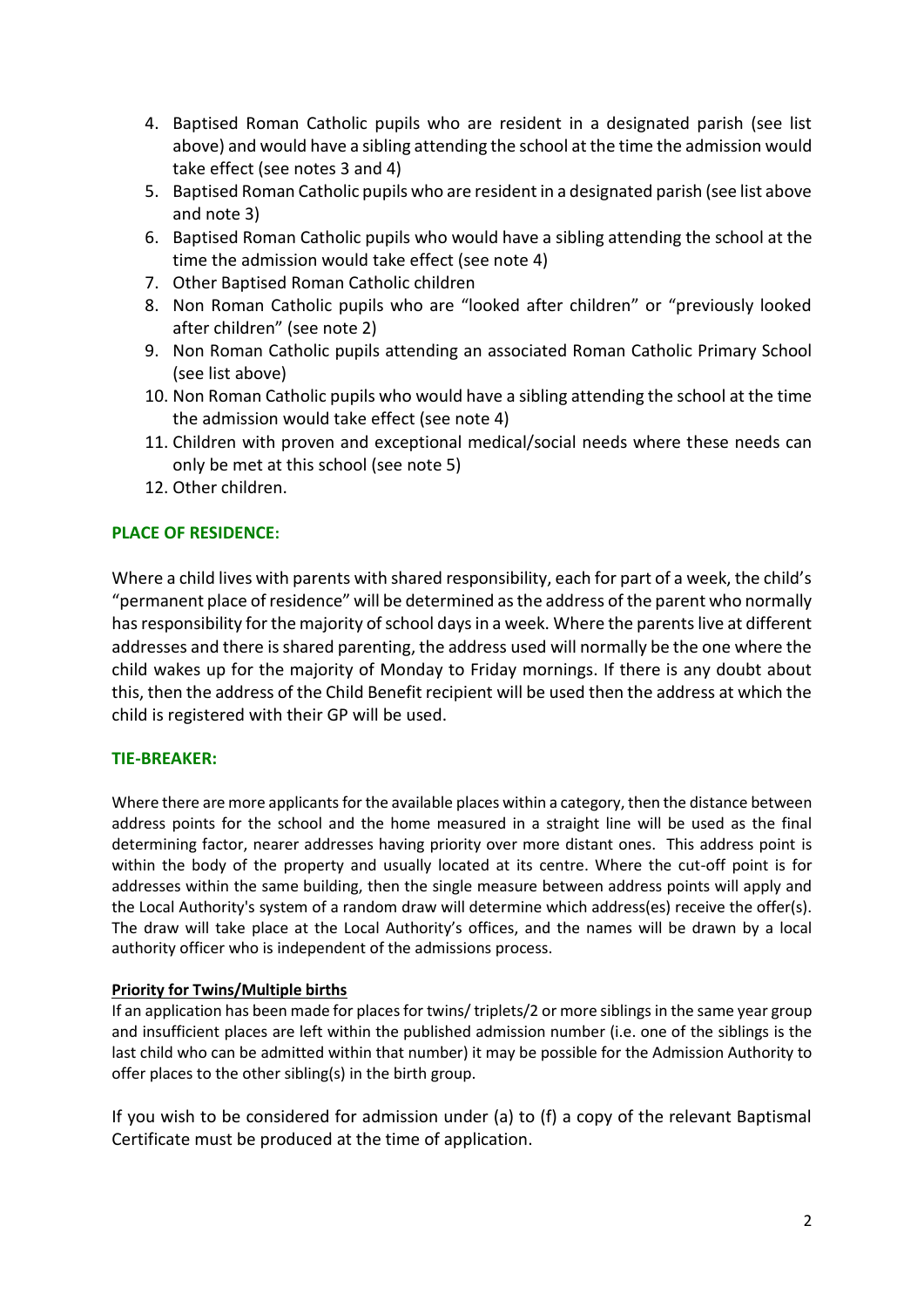4. Baptised Roman Catholic pupils who are resident in a designated parish (see list above) and would have a sibling attending the school at the time the admission would take effect (see notes 3 and 4)
5. Baptised Roman Catholic pupils who are resident in a designated parish (see list above and note 3)
6. Baptised Roman Catholic pupils who would have a sibling attending the school at the time the admission would take effect (see note 4)
7. Other Baptised Roman Catholic children
8. Non Roman Catholic pupils who are "looked after children" or "previously looked after children" (see note 2)
9. Non Roman Catholic pupils attending an associated Roman Catholic Primary School (see list above)
10. Non Roman Catholic pupils who would have a sibling attending the school at the time the admission would take effect (see note 4)
11. Children with proven and exceptional medical/social needs where these needs can only be met at this school (see note 5)
12. Other children.

## PLACE OF RESIDENCE:

Where a child lives with parents with shared responsibility, each for part of a week, the child's "permanent place of residence" will be determined as the address of the parent who normally has responsibility for the majority of school days in a week. Where the parents live at different addresses and there is shared parenting, the address used will normally be the one where the child wakes up for the majority of Monday to Friday mornings. If there is any doubt about this, then the address of the Child Benefit recipient will be used then the address at which the child is registered with their GP will be used.

## TIE-BREAKER:

Where there are more applicants for the available places within a category, then the distance between address points for the school and the home measured in a straight line will be used as the final determining factor, nearer addresses having priority over more distant ones. This address point is within the body of the property and usually located at its centre. Where the cut-off point is for addresses within the same building, then the single measure between address points will apply and the Local Authority's system of a random draw will determine which address(es) receive the offer(s). The draw will take place at the Local Authority's offices, and the names will be drawn by a local authority officer who is independent of the admissions process.

**Priority for Twins/Multiple births**

If an application has been made for places for twins/ triplets/2 or more siblings in the same year group and insufficient places are left within the published admission number (i.e. one of the siblings is the last child who can be admitted within that number) it may be possible for the Admission Authority to offer places to the other sibling(s) in the birth group.

If you wish to be considered for admission under (a) to (f) a copy of the relevant Baptismal Certificate must be produced at the time of application.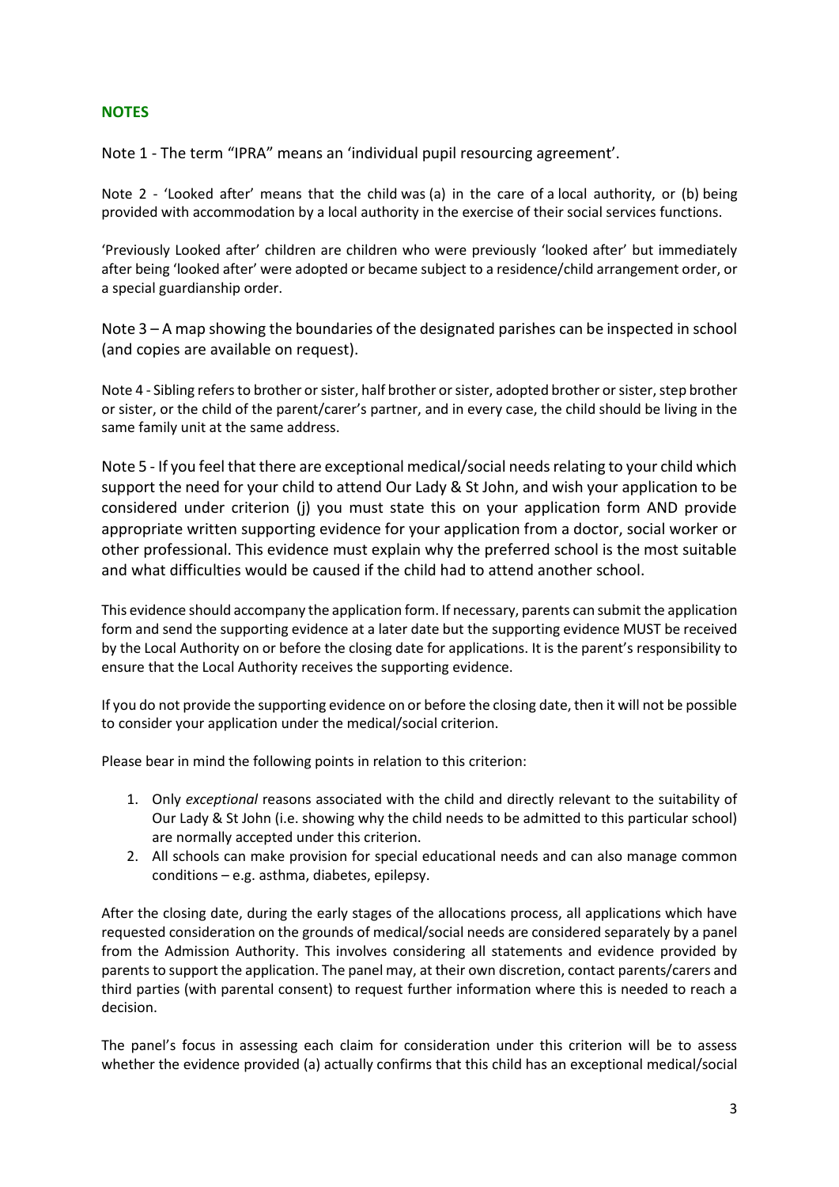## NOTES

Note 1 - The term "IPRA" means an 'individual pupil resourcing agreement'.

Note 2 - 'Looked after' means that the child was (a) in the care of a local authority, or (b) being provided with accommodation by a local authority in the exercise of their social services functions.

'Previously Looked after' children are children who were previously 'looked after' but immediately after being 'looked after' were adopted or became subject to a residence/child arrangement order, or a special guardianship order.

Note 3 – A map showing the boundaries of the designated parishes can be inspected in school (and copies are available on request).

Note 4 - Sibling refers to brother or sister, half brother or sister, adopted brother or sister, step brother or sister, or the child of the parent/carer's partner, and in every case, the child should be living in the same family unit at the same address.

Note 5 - If you feel that there are exceptional medical/social needs relating to your child which support the need for your child to attend Our Lady & St John, and wish your application to be considered under criterion (j) you must state this on your application form AND provide appropriate written supporting evidence for your application from a doctor, social worker or other professional. This evidence must explain why the preferred school is the most suitable and what difficulties would be caused if the child had to attend another school.

This evidence should accompany the application form. If necessary, parents can submit the application form and send the supporting evidence at a later date but the supporting evidence MUST be received by the Local Authority on or before the closing date for applications. It is the parent's responsibility to ensure that the Local Authority receives the supporting evidence.

If you do not provide the supporting evidence on or before the closing date, then it will not be possible to consider your application under the medical/social criterion.

Please bear in mind the following points in relation to this criterion:

1. Only *exceptional* reasons associated with the child and directly relevant to the suitability of Our Lady & St John (i.e. showing why the child needs to be admitted to this particular school) are normally accepted under this criterion.
2. All schools can make provision for special educational needs and can also manage common conditions – e.g. asthma, diabetes, epilepsy.

After the closing date, during the early stages of the allocations process, all applications which have requested consideration on the grounds of medical/social needs are considered separately by a panel from the Admission Authority. This involves considering all statements and evidence provided by parents to support the application. The panel may, at their own discretion, contact parents/carers and third parties (with parental consent) to request further information where this is needed to reach a decision.

The panel's focus in assessing each claim for consideration under this criterion will be to assess whether the evidence provided (a) actually confirms that this child has an exceptional medical/social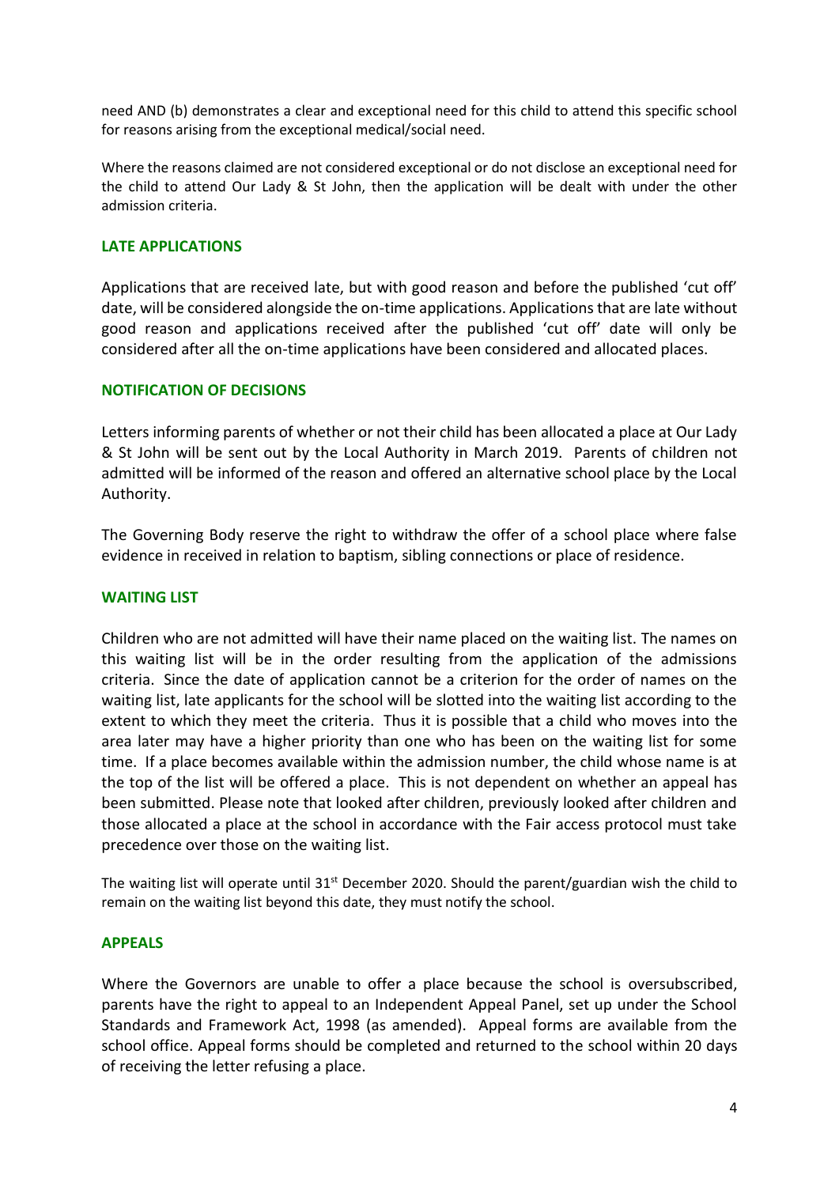need AND (b) demonstrates a clear and exceptional need for this child to attend this specific school for reasons arising from the exceptional medical/social need.

Where the reasons claimed are not considered exceptional or do not disclose an exceptional need for the child to attend Our Lady & St John, then the application will be dealt with under the other admission criteria.

## LATE APPLICATIONS

Applications that are received late, but with good reason and before the published 'cut off' date, will be considered alongside the on-time applications. Applications that are late without good reason and applications received after the published 'cut off' date will only be considered after all the on-time applications have been considered and allocated places.

## NOTIFICATION OF DECISIONS

Letters informing parents of whether or not their child has been allocated a place at Our Lady & St John will be sent out by the Local Authority in March 2019. Parents of children not admitted will be informed of the reason and offered an alternative school place by the Local Authority.

The Governing Body reserve the right to withdraw the offer of a school place where false evidence in received in relation to baptism, sibling connections or place of residence.

## WAITING LIST

Children who are not admitted will have their name placed on the waiting list. The names on this waiting list will be in the order resulting from the application of the admissions criteria. Since the date of application cannot be a criterion for the order of names on the waiting list, late applicants for the school will be slotted into the waiting list according to the extent to which they meet the criteria. Thus it is possible that a child who moves into the area later may have a higher priority than one who has been on the waiting list for some time. If a place becomes available within the admission number, the child whose name is at the top of the list will be offered a place. This is not dependent on whether an appeal has been submitted. Please note that looked after children, previously looked after children and those allocated a place at the school in accordance with the Fair access protocol must take precedence over those on the waiting list.

The waiting list will operate until 31st December 2020. Should the parent/guardian wish the child to remain on the waiting list beyond this date, they must notify the school.

## APPEALS

Where the Governors are unable to offer a place because the school is oversubscribed, parents have the right to appeal to an Independent Appeal Panel, set up under the School Standards and Framework Act, 1998 (as amended). Appeal forms are available from the school office. Appeal forms should be completed and returned to the school within 20 days of receiving the letter refusing a place.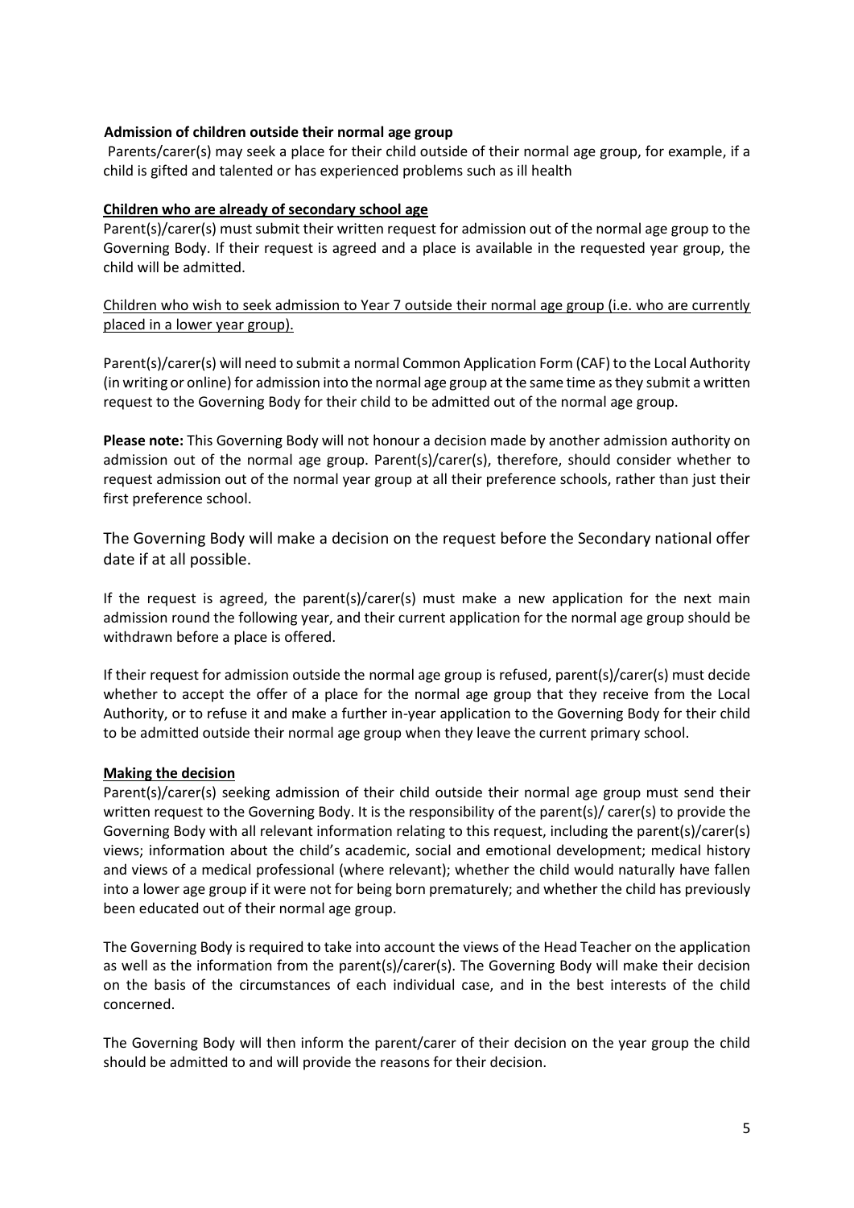**Admission of children outside their normal age group**

Parents/carer(s) may seek a place for their child outside of their normal age group, for example, if a child is gifted and talented or has experienced problems such as ill health

**Children who are already of secondary school age**

Parent(s)/carer(s) must submit their written request for admission out of the normal age group to the Governing Body. If their request is agreed and a place is available in the requested year group, the child will be admitted.

Children who wish to seek admission to Year 7 outside their normal age group (i.e. who are currently placed in a lower year group).

Parent(s)/carer(s) will need to submit a normal Common Application Form (CAF) to the Local Authority (in writing or online) for admission into the normal age group at the same time as they submit a written request to the Governing Body for their child to be admitted out of the normal age group.

**Please note:** This Governing Body will not honour a decision made by another admission authority on admission out of the normal age group. Parent(s)/carer(s), therefore, should consider whether to request admission out of the normal year group at all their preference schools, rather than just their first preference school.

The Governing Body will make a decision on the request before the Secondary national offer date if at all possible.

If the request is agreed, the parent(s)/carer(s) must make a new application for the next main admission round the following year, and their current application for the normal age group should be withdrawn before a place is offered.

If their request for admission outside the normal age group is refused, parent(s)/carer(s) must decide whether to accept the offer of a place for the normal age group that they receive from the Local Authority, or to refuse it and make a further in-year application to the Governing Body for their child to be admitted outside their normal age group when they leave the current primary school.

**Making the decision**

Parent(s)/carer(s) seeking admission of their child outside their normal age group must send their written request to the Governing Body. It is the responsibility of the parent(s)/ carer(s) to provide the Governing Body with all relevant information relating to this request, including the parent(s)/carer(s) views; information about the child's academic, social and emotional development; medical history and views of a medical professional (where relevant); whether the child would naturally have fallen into a lower age group if it were not for being born prematurely; and whether the child has previously been educated out of their normal age group.

The Governing Body is required to take into account the views of the Head Teacher on the application as well as the information from the parent(s)/carer(s). The Governing Body will make their decision on the basis of the circumstances of each individual case, and in the best interests of the child concerned.

The Governing Body will then inform the parent/carer of their decision on the year group the child should be admitted to and will provide the reasons for their decision.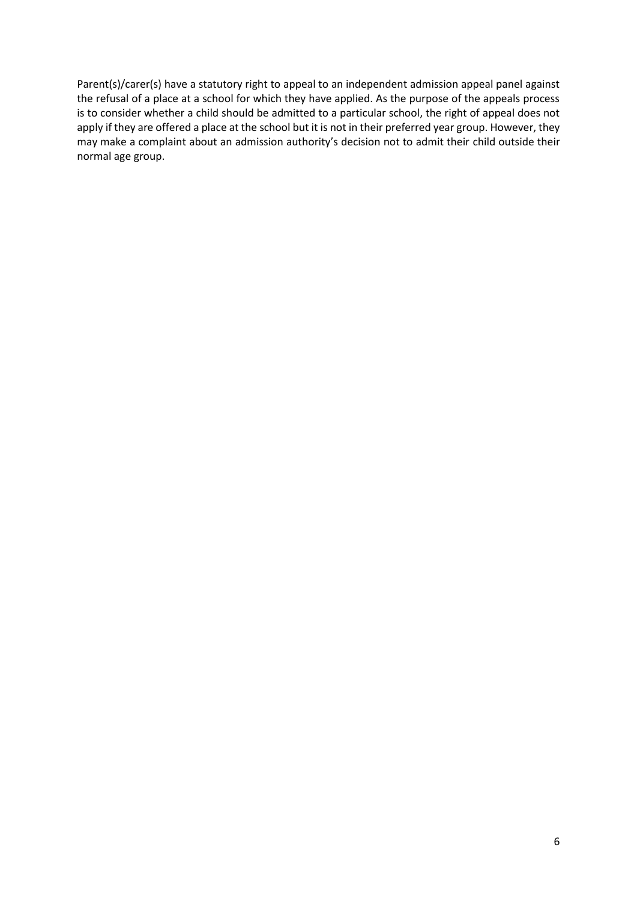Parent(s)/carer(s) have a statutory right to appeal to an independent admission appeal panel against the refusal of a place at a school for which they have applied. As the purpose of the appeals process is to consider whether a child should be admitted to a particular school, the right of appeal does not apply if they are offered a place at the school but it is not in their preferred year group. However, they may make a complaint about an admission authority's decision not to admit their child outside their normal age group.